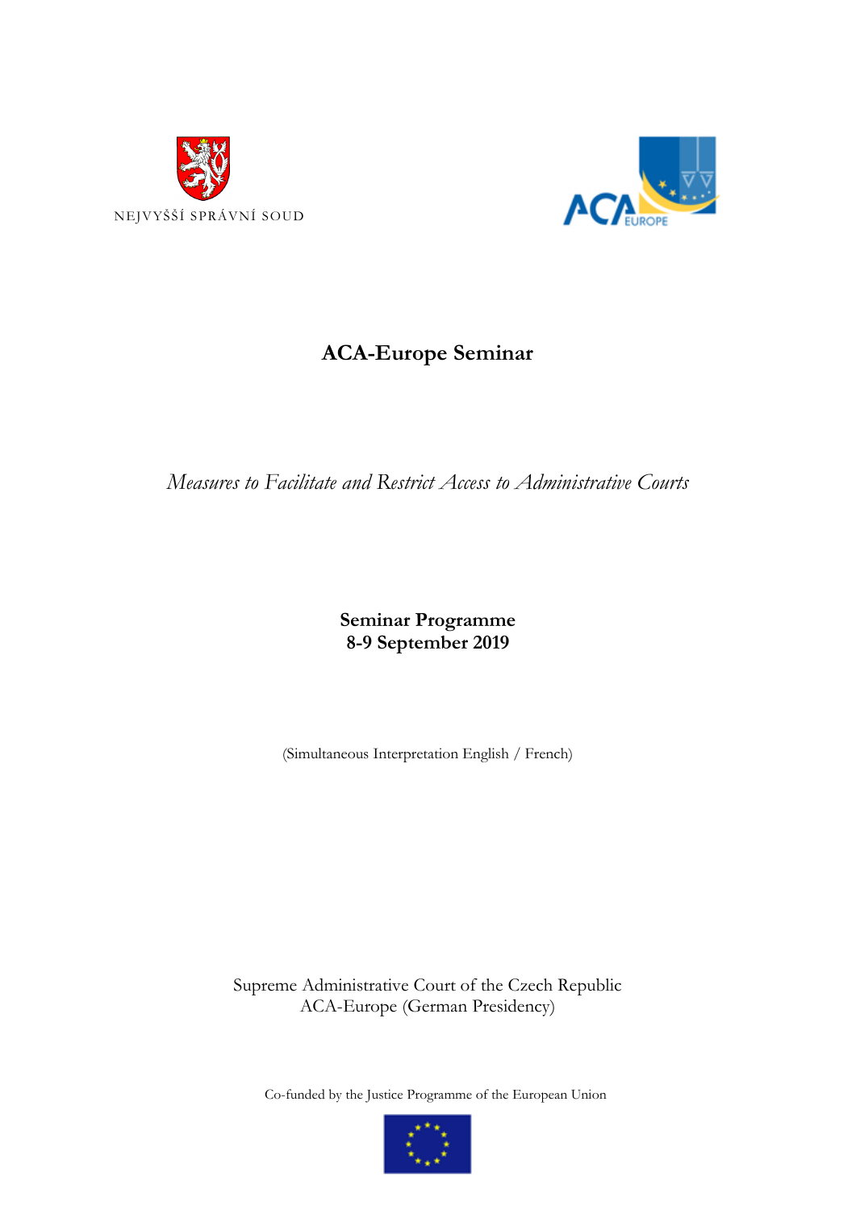NEJVYŠŠÍ SPRÁVNÍ SOUD

# ACA-Europe Seminar

*Measures to Facilitate and Restrict Access to Administrative Courts*

**Seminar Programme**
**8-9 September 2019**

(Simultaneous Interpretation English / French)

Supreme Administrative Court of the Czech Republic
ACA-Europe (German Presidency)

Co-funded by the Justice Programme of the European Union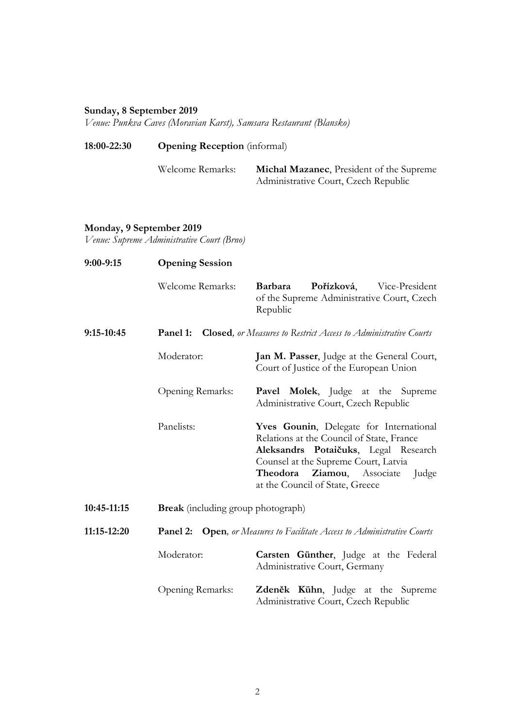**Sunday, 8 September 2019**
*Venue: Punkva Caves (Moravian Karst), Samsara Restaurant (Blansko)*

**18:00-22:30** **Opening Reception** (informal)

Welcome Remarks: **Michal Mazanec**, President of the Supreme Administrative Court, Czech Republic

**Monday, 9 September 2019**
*Venue: Supreme Administrative Court (Brno)*

**9:00-9:15** **Opening Session**

Welcome Remarks: **Barbara Pořízková**, Vice-President of the Supreme Administrative Court, Czech Republic

**9:15-10:45** **Panel 1: Closed***, or Measures to Restrict Access to Administrative Courts*

Moderator: **Jan M. Passer**, Judge at the General Court, Court of Justice of the European Union

Opening Remarks: **Pavel Molek**, Judge at the Supreme Administrative Court, Czech Republic

Panelists:
**Yves Gounin**, Delegate for International Relations at the Council of State, France
**Aleksandrs Potaičuks**, Legal Research Counsel at the Supreme Court, Latvia
**Theodora Ziamou**, Associate Judge at the Council of State, Greece

**10:45-11:15** **Break** (including group photograph)

**11:15-12:20** **Panel 2: Open***, or Measures to Facilitate Access to Administrative Courts*

Moderator: **Carsten Günther**, Judge at the Federal Administrative Court, Germany

Opening Remarks: **Zdeněk Kühn**, Judge at the Supreme Administrative Court, Czech Republic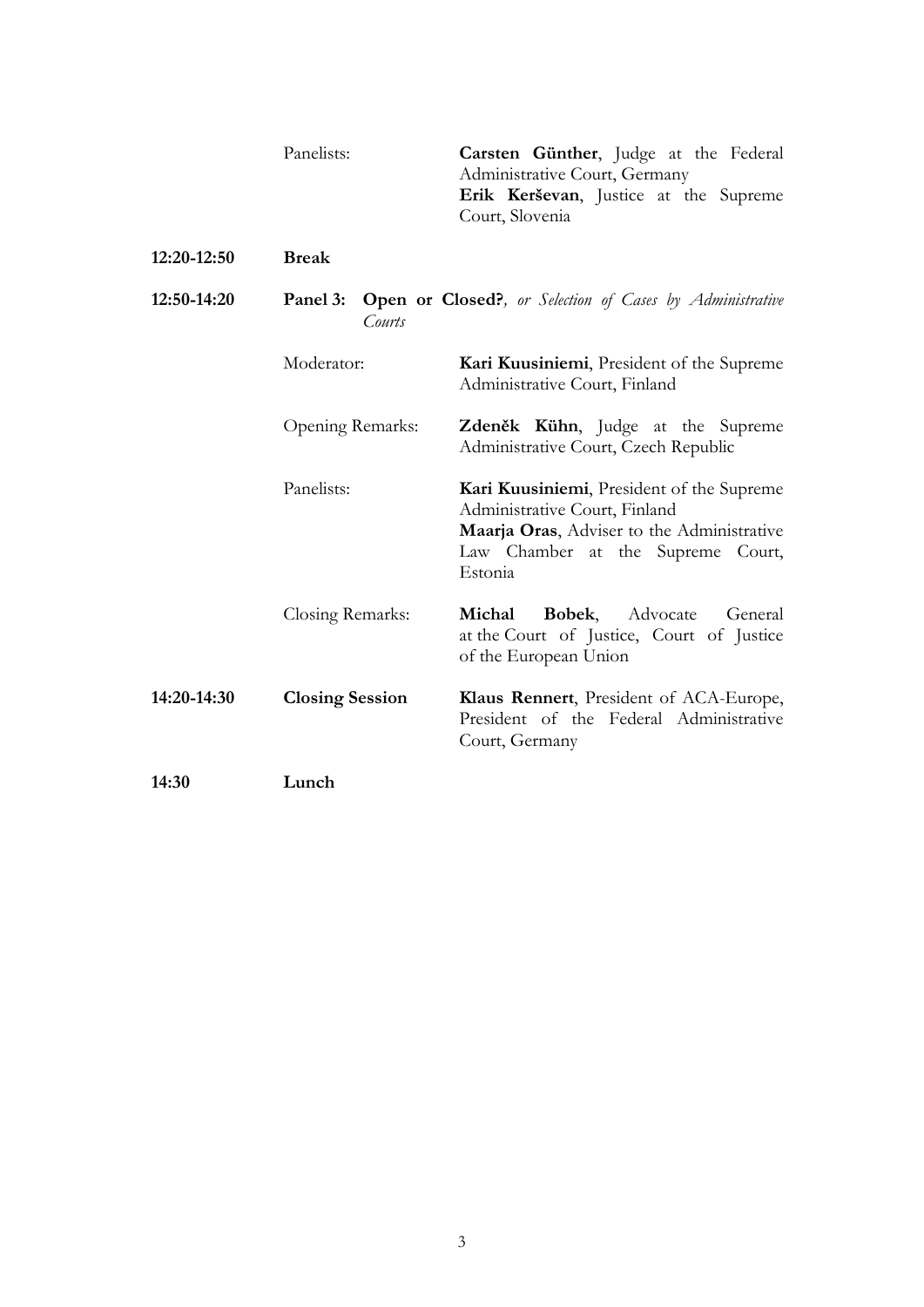| | | | |
|---|---|---|---|
| | Panelists: | | **Carsten Günther**, Judge at the Federal Administrative Court, Germany<br>**Erik Kerševan**, Justice at the Supreme Court, Slovenia |
| **12:20-12:50** | **Break** | | |
| **12:50-14:20** | **Panel 3:** **Open or Closed?***, or Selection of Cases by Administrative Courts* | | |
| | Moderator: | | **Kari Kuusiniemi**, President of the Supreme Administrative Court, Finland |
| | Opening Remarks: | | **Zdeněk Kühn**, Judge at the Supreme Administrative Court, Czech Republic |
| | Panelists: | | **Kari Kuusiniemi**, President of the Supreme Administrative Court, Finland<br>**Maarja Oras**, Adviser to the Administrative Law Chamber at the Supreme Court, Estonia |
| | Closing Remarks: | | **Michal Bobek**, Advocate General at the Court of Justice, Court of Justice of the European Union |
| **14:20-14:30** | **Closing Session** | | **Klaus Rennert**, President of ACA-Europe, President of the Federal Administrative Court, Germany |
| **14:30** | **Lunch** | | |